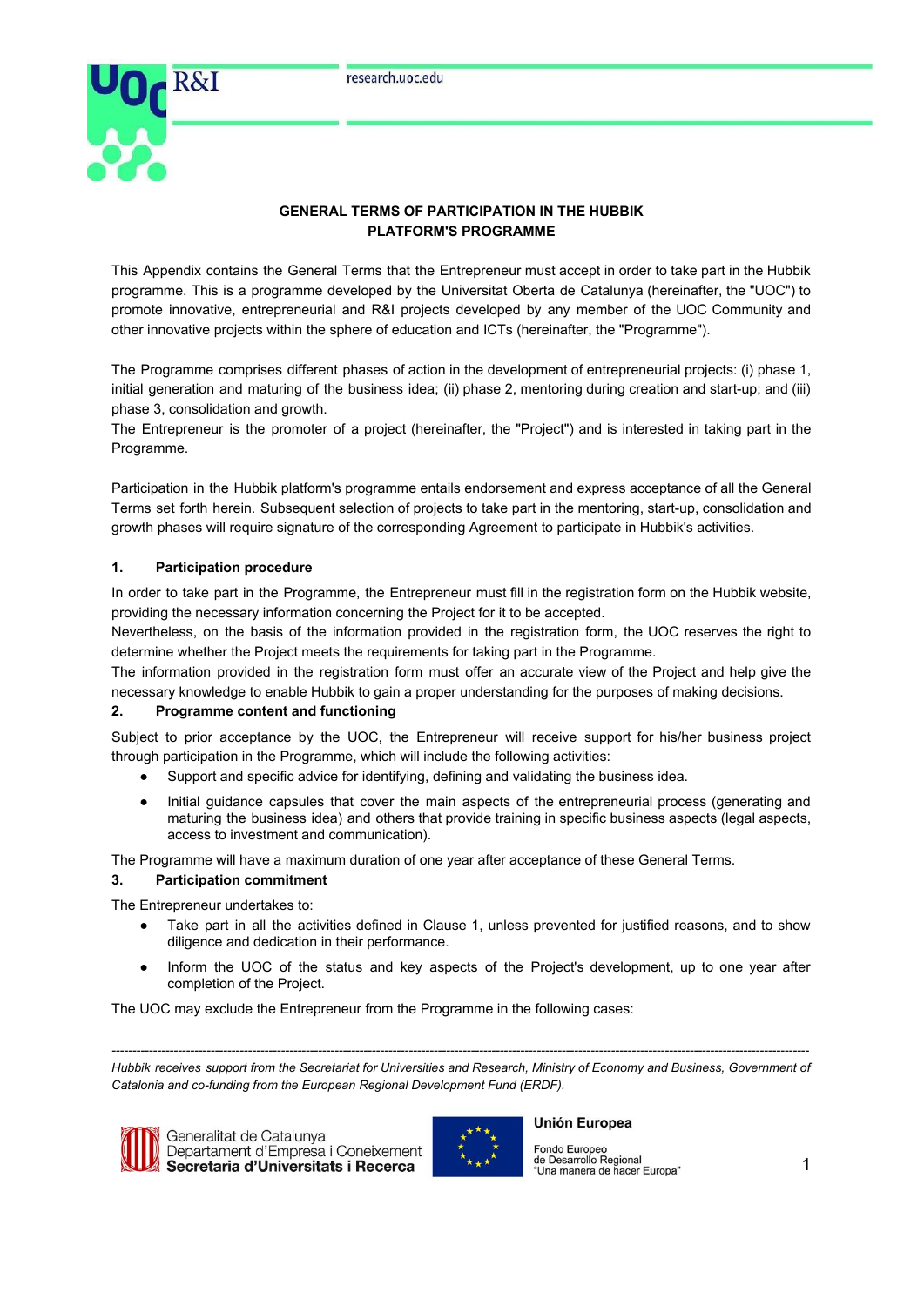# GENERAL TERMS OF PARTICIPATION IN THE HUBBIK PLATFORM'S PROGRAMME

This Appendix contains the General Terms that the Entrepreneur must accept in order to take part in the Hubbik programme. This is a programme developed by the Universitat Oberta de Catalunya (hereinafter, the "UOC") to promote innovative, entrepreneurial and R&I projects developed by any member of the UOC Community and other innovative projects within the sphere of education and ICTs (hereinafter, the "Programme").

The Programme comprises different phases of action in the development of entrepreneurial projects: (i) phase 1, initial generation and maturing of the business idea; (ii) phase 2, mentoring during creation and start-up; and (iii) phase 3, consolidation and growth.

The Entrepreneur is the promoter of a project (hereinafter, the "Project") and is interested in taking part in the Programme.

Participation in the Hubbik platform's programme entails endorsement and express acceptance of all the General Terms set forth herein. Subsequent selection of projects to take part in the mentoring, start-up, consolidation and growth phases will require signature of the corresponding Agreement to participate in Hubbik's activities.

## 1. Participation procedure

In order to take part in the Programme, the Entrepreneur must fill in the registration form on the Hubbik website, providing the necessary information concerning the Project for it to be accepted.

Nevertheless, on the basis of the information provided in the registration form, the UOC reserves the right to determine whether the Project meets the requirements for taking part in the Programme.

The information provided in the registration form must offer an accurate view of the Project and help give the necessary knowledge to enable Hubbik to gain a proper understanding for the purposes of making decisions.

## 2. Programme content and functioning

Subject to prior acceptance by the UOC, the Entrepreneur will receive support for his/her business project through participation in the Programme, which will include the following activities:

- Support and specific advice for identifying, defining and validating the business idea.
- Initial guidance capsules that cover the main aspects of the entrepreneurial process (generating and maturing the business idea) and others that provide training in specific business aspects (legal aspects, access to investment and communication).

The Programme will have a maximum duration of one year after acceptance of these General Terms.

## 3. Participation commitment

The Entrepreneur undertakes to:

- Take part in all the activities defined in Clause 1, unless prevented for justified reasons, and to show diligence and dedication in their performance.
- Inform the UOC of the status and key aspects of the Project's development, up to one year after completion of the Project.

The UOC may exclude the Entrepreneur from the Programme in the following cases:

---

*Hubbik receives support from the Secretariat for Universities and Research, Ministry of Economy and Business, Government of Catalonia and co-funding from the European Regional Development Fund (ERDF).*

Generalitat de Catalunya
Departament d'Empresa i Coneixement
**Secretaria d'Universitats i Recerca**

**Unión Europea**
Fondo Europeo de Desarrollo Regional
"Una manera de hacer Europa"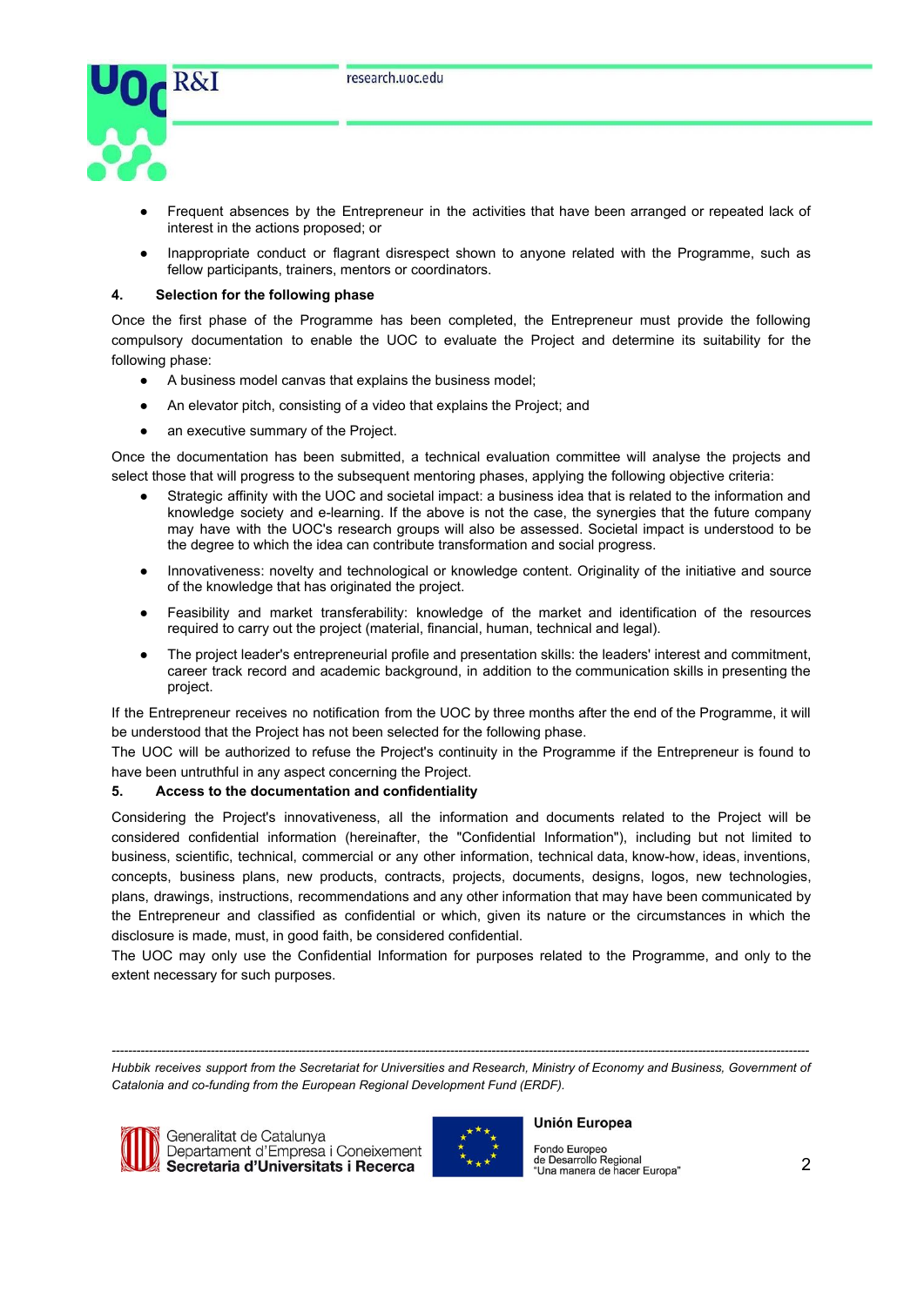- Frequent absences by the Entrepreneur in the activities that have been arranged or repeated lack of interest in the actions proposed; or
- Inappropriate conduct or flagrant disrespect shown to anyone related with the Programme, such as fellow participants, trainers, mentors or coordinators.

**4. Selection for the following phase**

Once the first phase of the Programme has been completed, the Entrepreneur must provide the following compulsory documentation to enable the UOC to evaluate the Project and determine its suitability for the following phase:

- A business model canvas that explains the business model;
- An elevator pitch, consisting of a video that explains the Project; and
- an executive summary of the Project.

Once the documentation has been submitted, a technical evaluation committee will analyse the projects and select those that will progress to the subsequent mentoring phases, applying the following objective criteria:

- Strategic affinity with the UOC and societal impact: a business idea that is related to the information and knowledge society and e-learning. If the above is not the case, the synergies that the future company may have with the UOC's research groups will also be assessed. Societal impact is understood to be the degree to which the idea can contribute transformation and social progress.
- Innovativeness: novelty and technological or knowledge content. Originality of the initiative and source of the knowledge that has originated the project.
- Feasibility and market transferability: knowledge of the market and identification of the resources required to carry out the project (material, financial, human, technical and legal).
- The project leader's entrepreneurial profile and presentation skills: the leaders' interest and commitment, career track record and academic background, in addition to the communication skills in presenting the project.

If the Entrepreneur receives no notification from the UOC by three months after the end of the Programme, it will be understood that the Project has not been selected for the following phase.

The UOC will be authorized to refuse the Project's continuity in the Programme if the Entrepreneur is found to have been untruthful in any aspect concerning the Project.

**5. Access to the documentation and confidentiality**

Considering the Project's innovativeness, all the information and documents related to the Project will be considered confidential information (hereinafter, the "Confidential Information"), including but not limited to business, scientific, technical, commercial or any other information, technical data, know-how, ideas, inventions, concepts, business plans, new products, contracts, projects, documents, designs, logos, new technologies, plans, drawings, instructions, recommendations and any other information that may have been communicated by the Entrepreneur and classified as confidential or which, given its nature or the circumstances in which the disclosure is made, must, in good faith, be considered confidential.

The UOC may only use the Confidential Information for purposes related to the Programme, and only to the extent necessary for such purposes.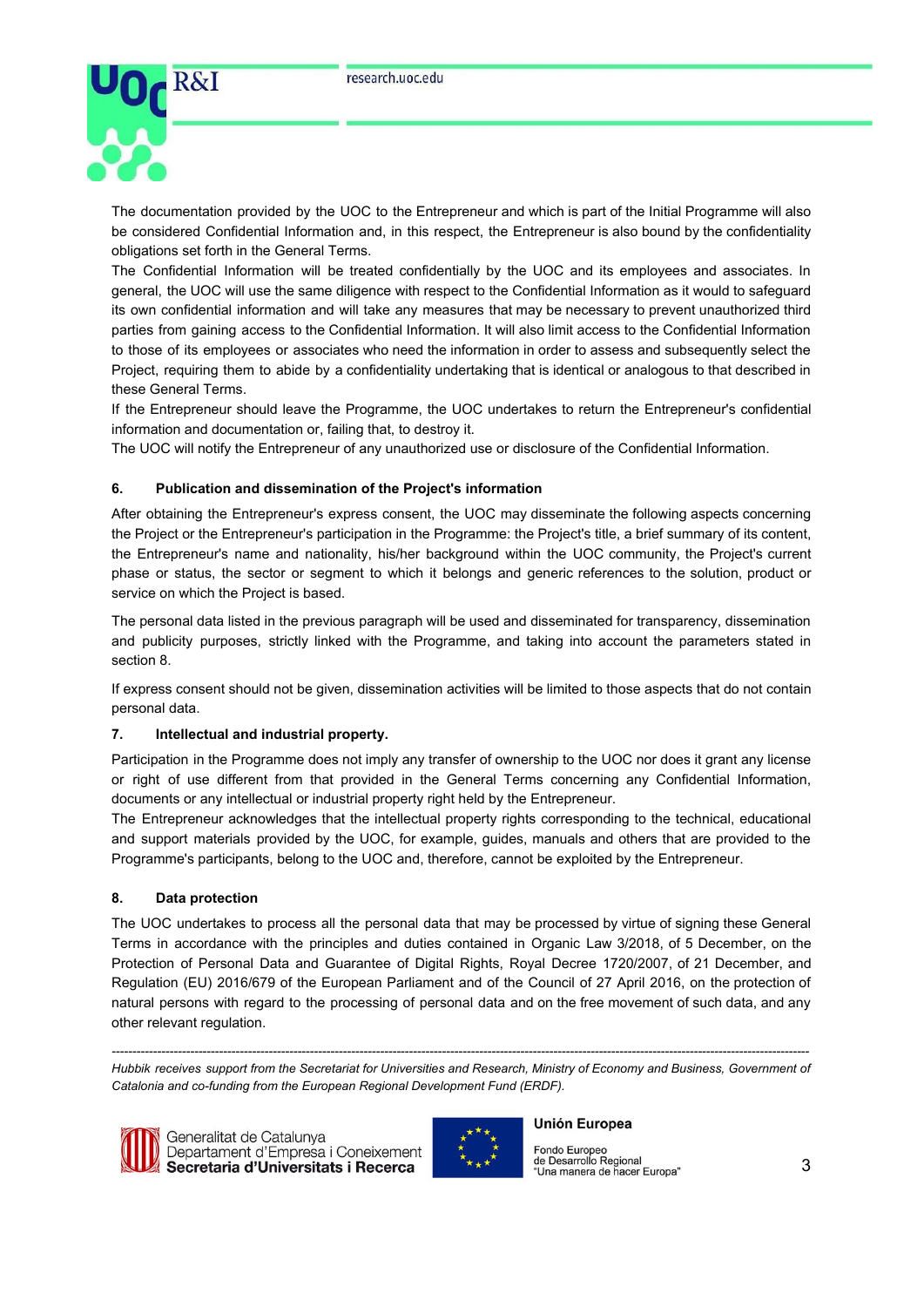The documentation provided by the UOC to the Entrepreneur and which is part of the Initial Programme will also be considered Confidential Information and, in this respect, the Entrepreneur is also bound by the confidentiality obligations set forth in the General Terms.

The Confidential Information will be treated confidentially by the UOC and its employees and associates. In general, the UOC will use the same diligence with respect to the Confidential Information as it would to safeguard its own confidential information and will take any measures that may be necessary to prevent unauthorized third parties from gaining access to the Confidential Information. It will also limit access to the Confidential Information to those of its employees or associates who need the information in order to assess and subsequently select the Project, requiring them to abide by a confidentiality undertaking that is identical or analogous to that described in these General Terms.

If the Entrepreneur should leave the Programme, the UOC undertakes to return the Entrepreneur's confidential information and documentation or, failing that, to destroy it.

The UOC will notify the Entrepreneur of any unauthorized use or disclosure of the Confidential Information.

## 6. Publication and dissemination of the Project's information

After obtaining the Entrepreneur's express consent, the UOC may disseminate the following aspects concerning the Project or the Entrepreneur's participation in the Programme: the Project's title, a brief summary of its content, the Entrepreneur's name and nationality, his/her background within the UOC community, the Project's current phase or status, the sector or segment to which it belongs and generic references to the solution, product or service on which the Project is based.

The personal data listed in the previous paragraph will be used and disseminated for transparency, dissemination and publicity purposes, strictly linked with the Programme, and taking into account the parameters stated in section 8.

If express consent should not be given, dissemination activities will be limited to those aspects that do not contain personal data.

## 7. Intellectual and industrial property.

Participation in the Programme does not imply any transfer of ownership to the UOC nor does it grant any license or right of use different from that provided in the General Terms concerning any Confidential Information, documents or any intellectual or industrial property right held by the Entrepreneur.

The Entrepreneur acknowledges that the intellectual property rights corresponding to the technical, educational and support materials provided by the UOC, for example, guides, manuals and others that are provided to the Programme's participants, belong to the UOC and, therefore, cannot be exploited by the Entrepreneur.

## 8. Data protection

The UOC undertakes to process all the personal data that may be processed by virtue of signing these General Terms in accordance with the principles and duties contained in Organic Law 3/2018, of 5 December, on the Protection of Personal Data and Guarantee of Digital Rights, Royal Decree 1720/2007, of 21 December, and Regulation (EU) 2016/679 of the European Parliament and of the Council of 27 April 2016, on the protection of natural persons with regard to the processing of personal data and on the free movement of such data, and any other relevant regulation.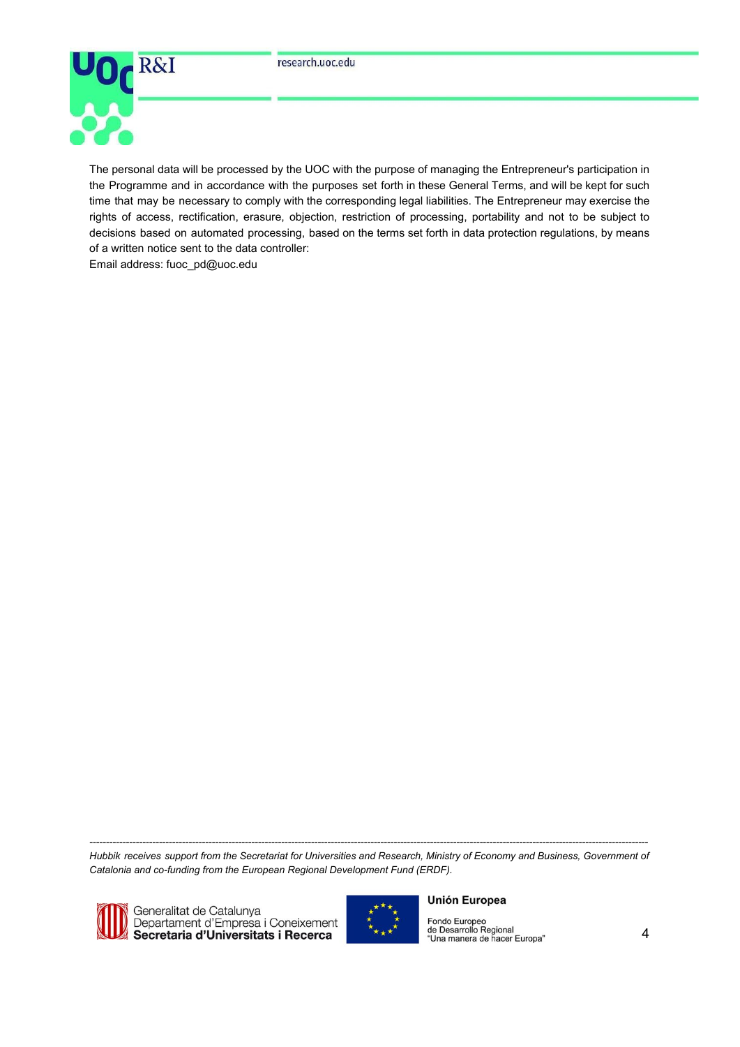The personal data will be processed by the UOC with the purpose of managing the Entrepreneur's participation in the Programme and in accordance with the purposes set forth in these General Terms, and will be kept for such time that may be necessary to comply with the corresponding legal liabilities. The Entrepreneur may exercise the rights of access, rectification, erasure, objection, restriction of processing, portability and not to be subject to decisions based on automated processing, based on the terms set forth in data protection regulations, by means of a written notice sent to the data controller:

Email address: fuoc_pd@uoc.edu